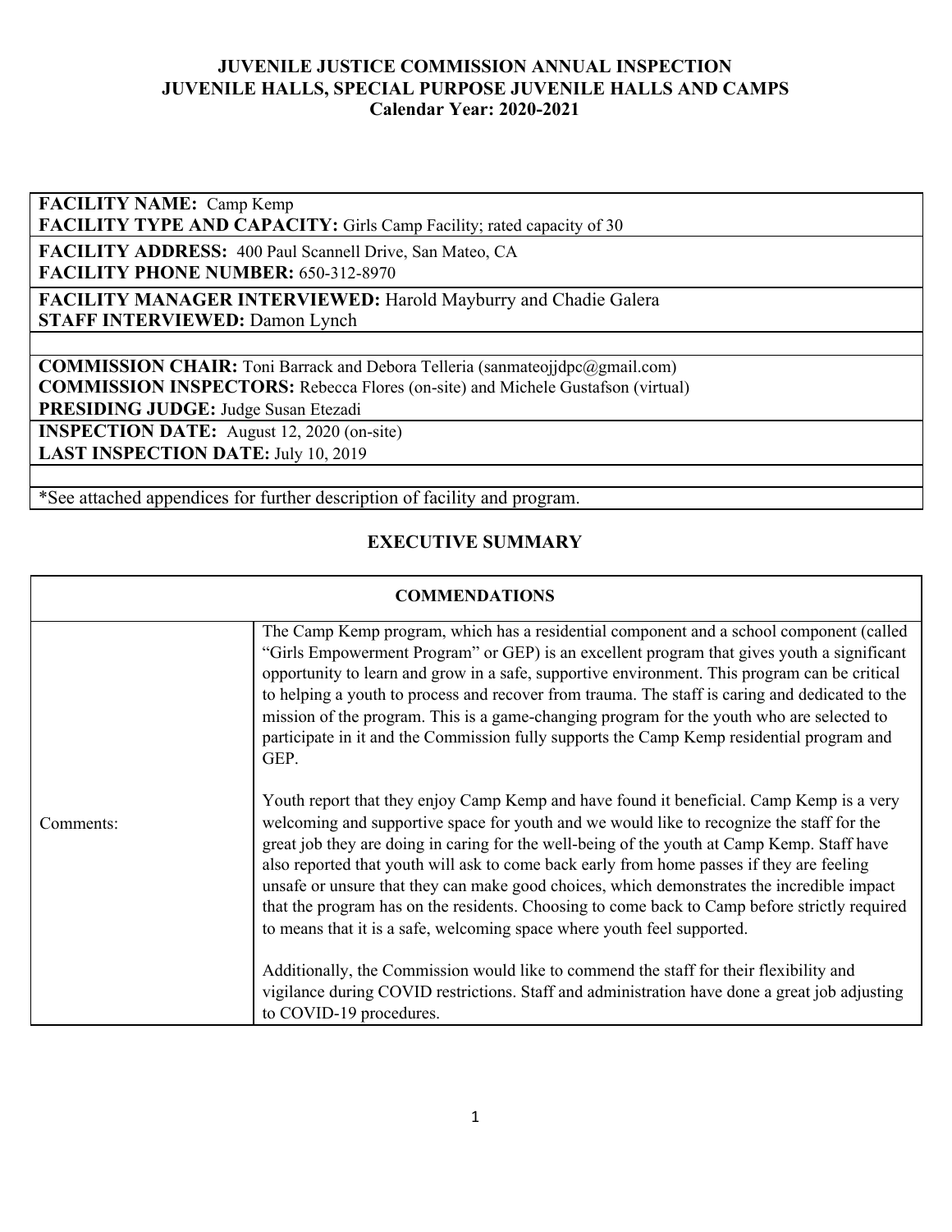# JUVENILE JUSTICE COMMISSION ANNUAL INSPECTION
## JUVENILE HALLS, SPECIAL PURPOSE JUVENILE HALLS AND CAMPS
### Calendar Year: 2020-2021

**FACILITY NAME:** Camp Kemp
**FACILITY TYPE AND CAPACITY:** Girls Camp Facility; rated capacity of 30

**FACILITY ADDRESS:** 400 Paul Scannell Drive, San Mateo, CA
**FACILITY PHONE NUMBER:** 650-312-8970

**FACILITY MANAGER INTERVIEWED:** Harold Mayburry and Chadie Galera
**STAFF INTERVIEWED:** Damon Lynch

**COMMISSION CHAIR:** Toni Barrack and Debora Telleria (sanmateojjdpc@gmail.com)
**COMMISSION INSPECTORS:** Rebecca Flores (on-site) and Michele Gustafson (virtual)
**PRESIDING JUDGE:** Judge Susan Etezadi

**INSPECTION DATE:** August 12, 2020 (on-site)
**LAST INSPECTION DATE:** July 10, 2019

*See attached appendices for further description of facility and program.

## EXECUTIVE SUMMARY

| COMMENDATIONS | |
|---|---|
| Comments: | The Camp Kemp program, which has a residential component and a school component (called "Girls Empowerment Program" or GEP) is an excellent program that gives youth a significant opportunity to learn and grow in a safe, supportive environment. This program can be critical to helping a youth to process and recover from trauma. The staff is caring and dedicated to the mission of the program. This is a game-changing program for the youth who are selected to participate in it and the Commission fully supports the Camp Kemp residential program and GEP.<br><br>Youth report that they enjoy Camp Kemp and have found it beneficial. Camp Kemp is a very welcoming and supportive space for youth and we would like to recognize the staff for the great job they are doing in caring for the well-being of the youth at Camp Kemp. Staff have also reported that youth will ask to come back early from home passes if they are feeling unsafe or unsure that they can make good choices, which demonstrates the incredible impact that the program has on the residents. Choosing to come back to Camp before strictly required to means that it is a safe, welcoming space where youth feel supported.<br><br>Additionally, the Commission would like to commend the staff for their flexibility and vigilance during COVID restrictions. Staff and administration have done a great job adjusting to COVID-19 procedures. |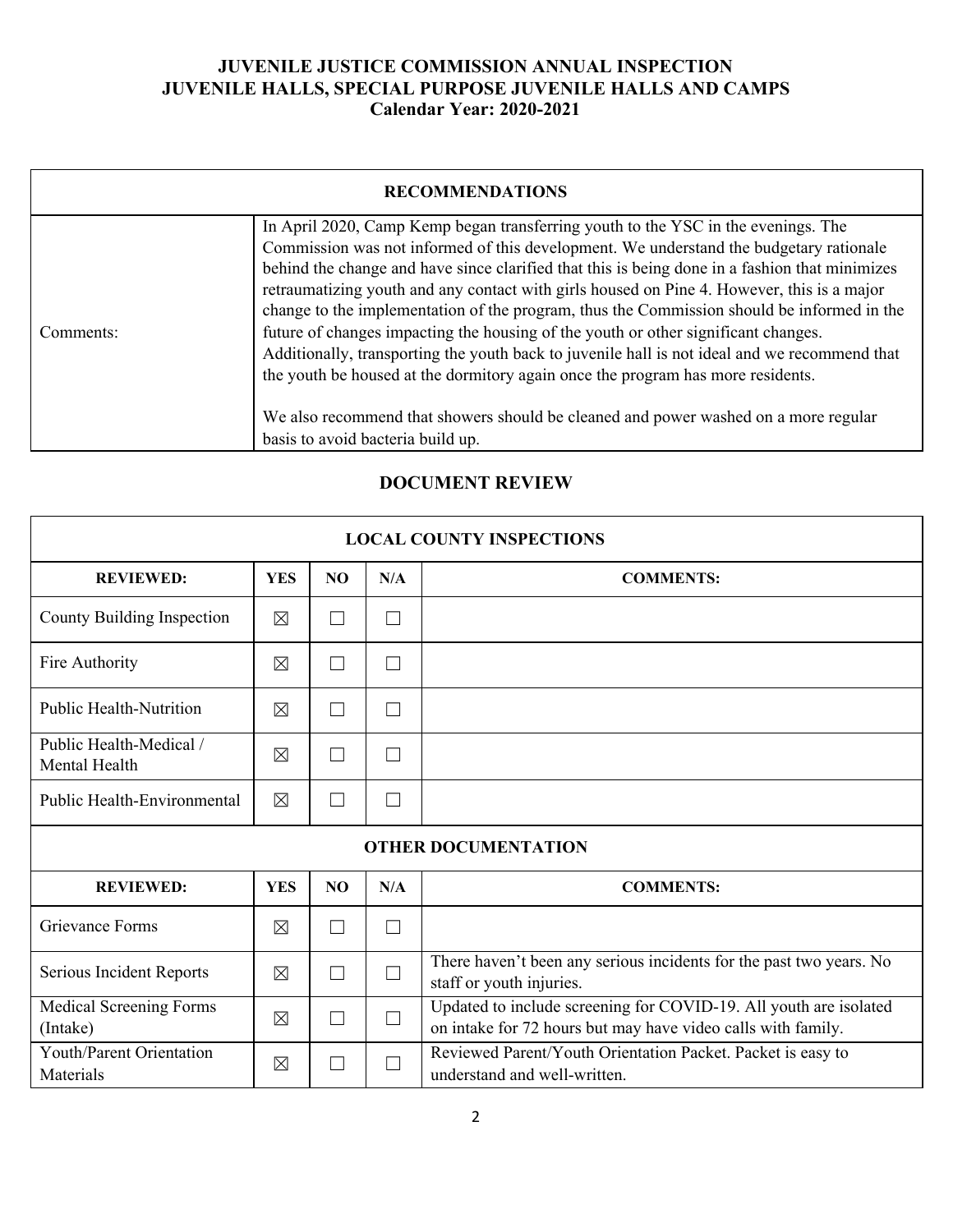**JUVENILE JUSTICE COMMISSION ANNUAL INSPECTION**
**JUVENILE HALLS, SPECIAL PURPOSE JUVENILE HALLS AND CAMPS**
**Calendar Year: 2020-2021**

| RECOMMENDATIONS | |
|---|---|
| Comments: | In April 2020, Camp Kemp began transferring youth to the YSC in the evenings. The Commission was not informed of this development. We understand the budgetary rationale behind the change and have since clarified that this is being done in a fashion that minimizes retraumatizing youth and any contact with girls housed on Pine 4. However, this is a major change to the implementation of the program, thus the Commission should be informed in the future of changes impacting the housing of the youth or other significant changes. Additionally, transporting the youth back to juvenile hall is not ideal and we recommend that the youth be housed at the dormitory again once the program has more residents.<br><br>We also recommend that showers should be cleaned and power washed on a more regular basis to avoid bacteria build up. |

## DOCUMENT REVIEW

| LOCAL COUNTY INSPECTIONS | | | | |
|---|---|---|---|---|
| **REVIEWED:** | **YES** | **NO** | **N/A** | **COMMENTS:** |
| County Building Inspection | ☒ | ☐ | ☐ | |
| Fire Authority | ☒ | ☐ | ☐ | |
| Public Health-Nutrition | ☒ | ☐ | ☐ | |
| Public Health-Medical / Mental Health | ☒ | ☐ | ☐ | |
| Public Health-Environmental | ☒ | ☐ | ☐ | |
| **OTHER DOCUMENTATION** | | | | |
| **REVIEWED:** | **YES** | **NO** | **N/A** | **COMMENTS:** |
| Grievance Forms | ☒ | ☐ | ☐ | |
| Serious Incident Reports | ☒ | ☐ | ☐ | There haven't been any serious incidents for the past two years. No staff or youth injuries. |
| Medical Screening Forms (Intake) | ☒ | ☐ | ☐ | Updated to include screening for COVID-19. All youth are isolated on intake for 72 hours but may have video calls with family. |
| Youth/Parent Orientation Materials | ☒ | ☐ | ☐ | Reviewed Parent/Youth Orientation Packet. Packet is easy to understand and well-written. |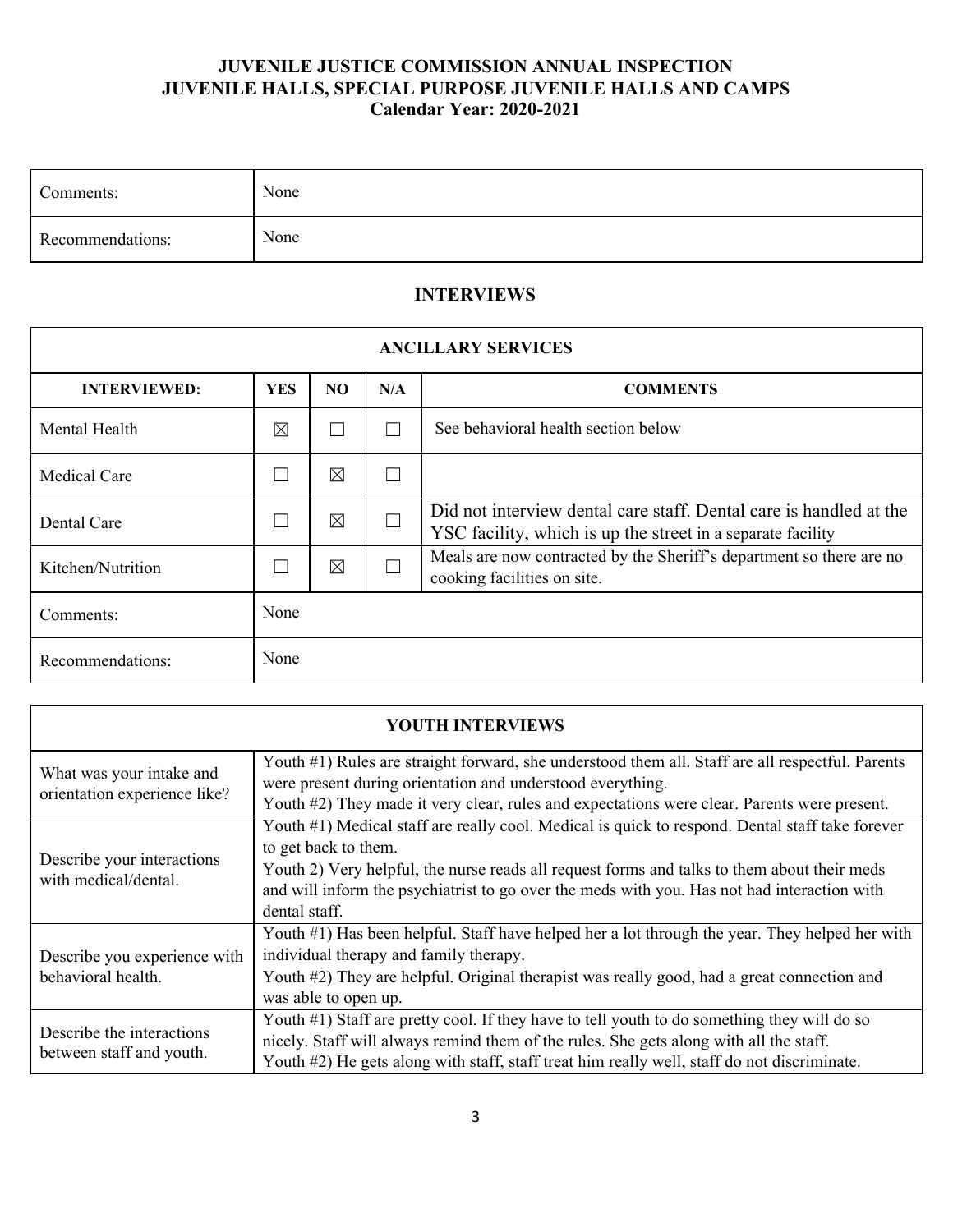# JUVENILE JUSTICE COMMISSION ANNUAL INSPECTION
## JUVENILE HALLS, SPECIAL PURPOSE JUVENILE HALLS AND CAMPS
### Calendar Year: 2020-2021

| | |
|---|---|
| Comments: | None |
| Recommendations: | None |

## INTERVIEWS

| ANCILLARY SERVICES | | | | |
|---|---|---|---|---|
| **INTERVIEWED:** | **YES** | **NO** | **N/A** | **COMMENTS** |
| Mental Health | ☒ | ☐ | ☐ | See behavioral health section below |
| Medical Care | ☐ | ☒ | ☐ | |
| Dental Care | ☐ | ☒ | ☐ | Did not interview dental care staff. Dental care is handled at the YSC facility, which is up the street in a separate facility |
| Kitchen/Nutrition | ☐ | ☒ | ☐ | Meals are now contracted by the Sheriff's department so there are no cooking facilities on site. |
| Comments: | None | | | |
| Recommendations: | None | | | |

| YOUTH INTERVIEWS | |
|---|---|
| What was your intake and orientation experience like? | Youth #1) Rules are straight forward, she understood them all. Staff are all respectful. Parents were present during orientation and understood everything.<br>Youth #2) They made it very clear, rules and expectations were clear. Parents were present. |
| Describe your interactions with medical/dental. | Youth #1) Medical staff are really cool. Medical is quick to respond. Dental staff take forever to get back to them.<br>Youth 2) Very helpful, the nurse reads all request forms and talks to them about their meds and will inform the psychiatrist to go over the meds with you. Has not had interaction with dental staff. |
| Describe you experience with behavioral health. | Youth #1) Has been helpful. Staff have helped her a lot through the year. They helped her with individual therapy and family therapy.<br>Youth #2) They are helpful. Original therapist was really good, had a great connection and was able to open up. |
| Describe the interactions between staff and youth. | Youth #1) Staff are pretty cool. If they have to tell youth to do something they will do so nicely. Staff will always remind them of the rules. She gets along with all the staff.<br>Youth #2) He gets along with staff, staff treat him really well, staff do not discriminate. |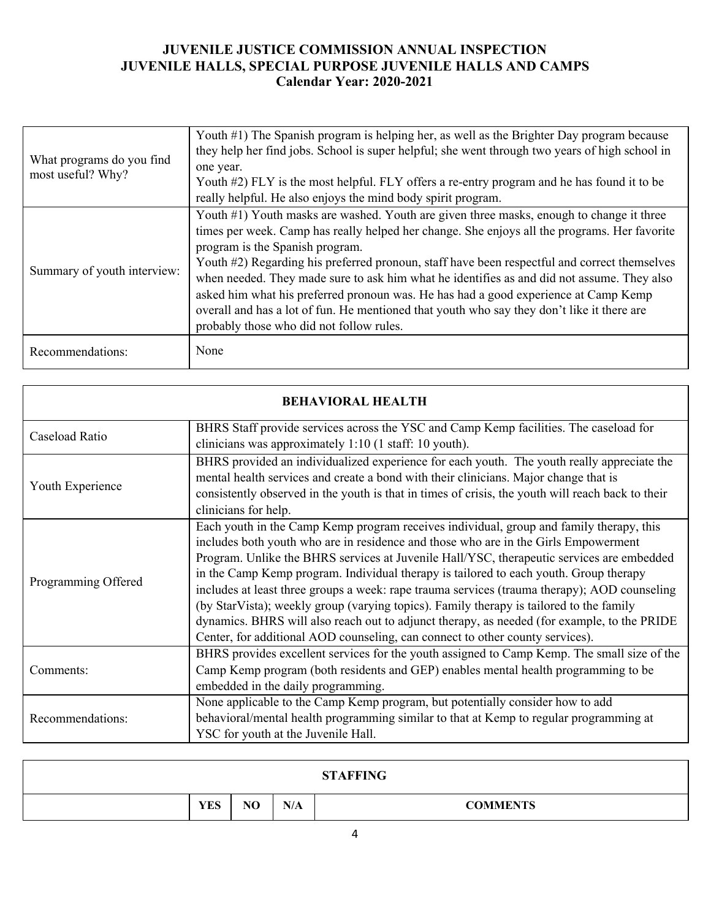**JUVENILE JUSTICE COMMISSION ANNUAL INSPECTION**
**JUVENILE HALLS, SPECIAL PURPOSE JUVENILE HALLS AND CAMPS**
**Calendar Year: 2020-2021**

| | |
|---|---|
| What programs do you find most useful? Why? | Youth #1) The Spanish program is helping her, as well as the Brighter Day program because they help her find jobs. School is super helpful; she went through two years of high school in one year.<br>Youth #2) FLY is the most helpful. FLY offers a re-entry program and he has found it to be really helpful. He also enjoys the mind body spirit program. |
| Summary of youth interview: | Youth #1) Youth masks are washed. Youth are given three masks, enough to change it three times per week. Camp has really helped her change. She enjoys all the programs. Her favorite program is the Spanish program.<br>Youth #2) Regarding his preferred pronoun, staff have been respectful and correct themselves when needed. They made sure to ask him what he identifies as and did not assume. They also asked him what his preferred pronoun was. He has had a good experience at Camp Kemp overall and has a lot of fun. He mentioned that youth who say they don't like it there are probably those who did not follow rules. |
| Recommendations: | None |

| **BEHAVIORAL HEALTH** | |
|---|---|
| Caseload Ratio | BHRS Staff provide services across the YSC and Camp Kemp facilities. The caseload for clinicians was approximately 1:10 (1 staff: 10 youth). |
| Youth Experience | BHRS provided an individualized experience for each youth. The youth really appreciate the mental health services and create a bond with their clinicians. Major change that is consistently observed in the youth is that in times of crisis, the youth will reach back to their clinicians for help. |
| Programming Offered | Each youth in the Camp Kemp program receives individual, group and family therapy, this includes both youth who are in residence and those who are in the Girls Empowerment Program. Unlike the BHRS services at Juvenile Hall/YSC, therapeutic services are embedded in the Camp Kemp program. Individual therapy is tailored to each youth. Group therapy includes at least three groups a week: rape trauma services (trauma therapy); AOD counseling (by StarVista); weekly group (varying topics). Family therapy is tailored to the family dynamics. BHRS will also reach out to adjunct therapy, as needed (for example, to the PRIDE Center, for additional AOD counseling, can connect to other county services). |
| Comments: | BHRS provides excellent services for the youth assigned to Camp Kemp. The small size of the Camp Kemp program (both residents and GEP) enables mental health programming to be embedded in the daily programming. |
| Recommendations: | None applicable to the Camp Kemp program, but potentially consider how to add behavioral/mental health programming similar to that at Kemp to regular programming at YSC for youth at the Juvenile Hall. |

| **STAFFING** | | | | |
|---|---|---|---|---|
| | **YES** | **NO** | **N/A** | **COMMENTS** |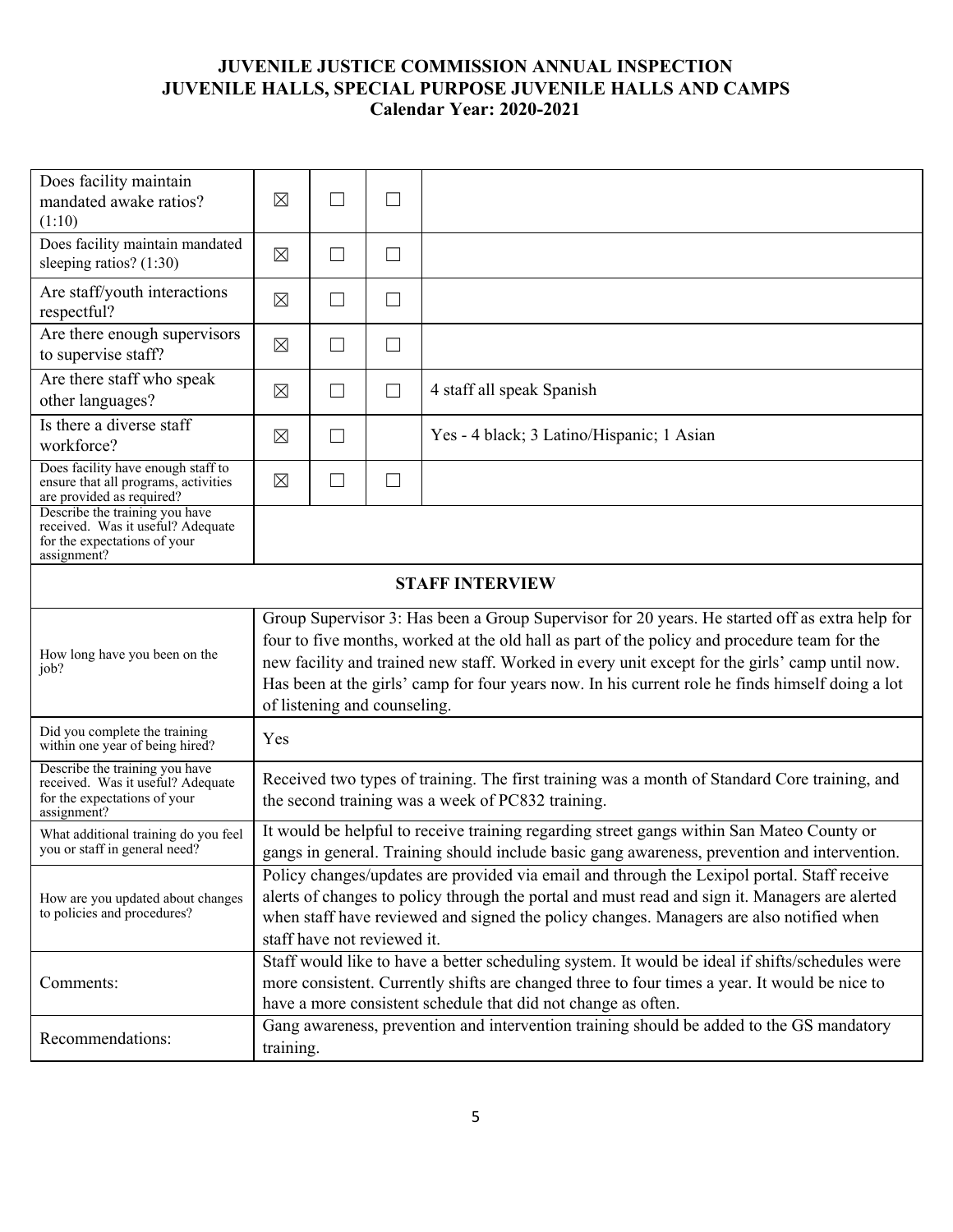# JUVENILE JUSTICE COMMISSION ANNUAL INSPECTION
# JUVENILE HALLS, SPECIAL PURPOSE JUVENILE HALLS AND CAMPS
## Calendar Year: 2020-2021

| | | | | |
|---|---|---|---|---|
| Does facility maintain mandated awake ratios? (1:10) | ☒ | ☐ | ☐ | |
| Does facility maintain mandated sleeping ratios? (1:30) | ☒ | ☐ | ☐ | |
| Are staff/youth interactions respectful? | ☒ | ☐ | ☐ | |
| Are there enough supervisors to supervise staff? | ☒ | ☐ | ☐ | |
| Are there staff who speak other languages? | ☒ | ☐ | ☐ | 4 staff all speak Spanish |
| Is there a diverse staff workforce? | ☒ | ☐ | | Yes - 4 black; 3 Latino/Hispanic; 1 Asian |
| Does facility have enough staff to ensure that all programs, activities are provided as required? | ☒ | ☐ | ☐ | |
| Describe the training you have received. Was it useful? Adequate for the expectations of your assignment? | | | | |

### STAFF INTERVIEW

| | |
|---|---|
| How long have you been on the job? | Group Supervisor 3: Has been a Group Supervisor for 20 years. He started off as extra help for four to five months, worked at the old hall as part of the policy and procedure team for the new facility and trained new staff. Worked in every unit except for the girls' camp until now. Has been at the girls' camp for four years now. In his current role he finds himself doing a lot of listening and counseling. |
| Did you complete the training within one year of being hired? | Yes |
| Describe the training you have received. Was it useful? Adequate for the expectations of your assignment? | Received two types of training. The first training was a month of Standard Core training, and the second training was a week of PC832 training. |
| What additional training do you feel you or staff in general need? | It would be helpful to receive training regarding street gangs within San Mateo County or gangs in general. Training should include basic gang awareness, prevention and intervention. |
| How are you updated about changes to policies and procedures? | Policy changes/updates are provided via email and through the Lexipol portal. Staff receive alerts of changes to policy through the portal and must read and sign it. Managers are alerted when staff have reviewed and signed the policy changes. Managers are also notified when staff have not reviewed it. |
| Comments: | Staff would like to have a better scheduling system. It would be ideal if shifts/schedules were more consistent. Currently shifts are changed three to four times a year. It would be nice to have a more consistent schedule that did not change as often. |
| Recommendations: | Gang awareness, prevention and intervention training should be added to the GS mandatory training. |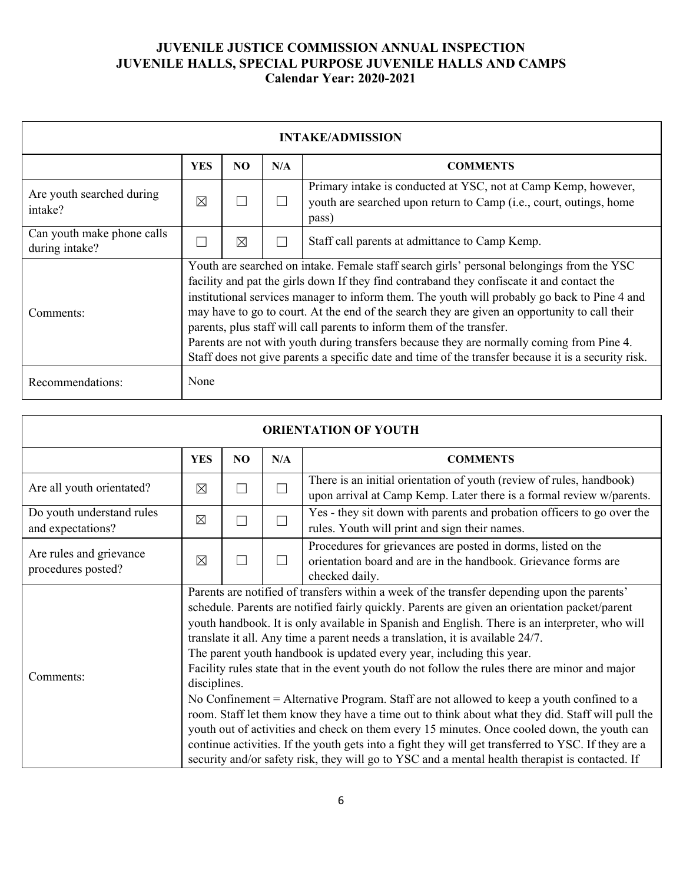**JUVENILE JUSTICE COMMISSION ANNUAL INSPECTION**
**JUVENILE HALLS, SPECIAL PURPOSE JUVENILE HALLS AND CAMPS**
**Calendar Year: 2020-2021**

| INTAKE/ADMISSION | | | | |
|---|---|---|---|---|
| | **YES** | **NO** | **N/A** | **COMMENTS** |
| Are youth searched during intake? | ☒ | ☐ | ☐ | Primary intake is conducted at YSC, not at Camp Kemp, however, youth are searched upon return to Camp (i.e., court, outings, home pass) |
| Can youth make phone calls during intake? | ☐ | ☒ | ☐ | Staff call parents at admittance to Camp Kemp. |
| Comments: | Youth are searched on intake. Female staff search girls' personal belongings from the YSC facility and pat the girls down If they find contraband they confiscate it and contact the institutional services manager to inform them. The youth will probably go back to Pine 4 and may have to go to court. At the end of the search they are given an opportunity to call their parents, plus staff will call parents to inform them of the transfer.<br>Parents are not with youth during transfers because they are normally coming from Pine 4. Staff does not give parents a specific date and time of the transfer because it is a security risk. | | | |
| Recommendations: | None | | | |

| ORIENTATION OF YOUTH | | | | |
|---|---|---|---|---|
| | **YES** | **NO** | **N/A** | **COMMENTS** |
| Are all youth orientated? | ☒ | ☐ | ☐ | There is an initial orientation of youth (review of rules, handbook) upon arrival at Camp Kemp. Later there is a formal review w/parents. |
| Do youth understand rules and expectations? | ☒ | ☐ | ☐ | Yes - they sit down with parents and probation officers to go over the rules. Youth will print and sign their names. |
| Are rules and grievance procedures posted? | ☒ | ☐ | ☐ | Procedures for grievances are posted in dorms, listed on the orientation board and are in the handbook. Grievance forms are checked daily. |
| Comments: | Parents are notified of transfers within a week of the transfer depending upon the parents' schedule. Parents are notified fairly quickly. Parents are given an orientation packet/parent youth handbook. It is only available in Spanish and English. There is an interpreter, who will translate it all. Any time a parent needs a translation, it is available 24/7.<br>The parent youth handbook is updated every year, including this year.<br>Facility rules state that in the event youth do not follow the rules there are minor and major disciplines.<br>No Confinement = Alternative Program. Staff are not allowed to keep a youth confined to a room. Staff let them know they have a time out to think about what they did. Staff will pull the youth out of activities and check on them every 15 minutes. Once cooled down, the youth can continue activities. If the youth gets into a fight they will get transferred to YSC. If they are a security and/or safety risk, they will go to YSC and a mental health therapist is contacted. If | | | |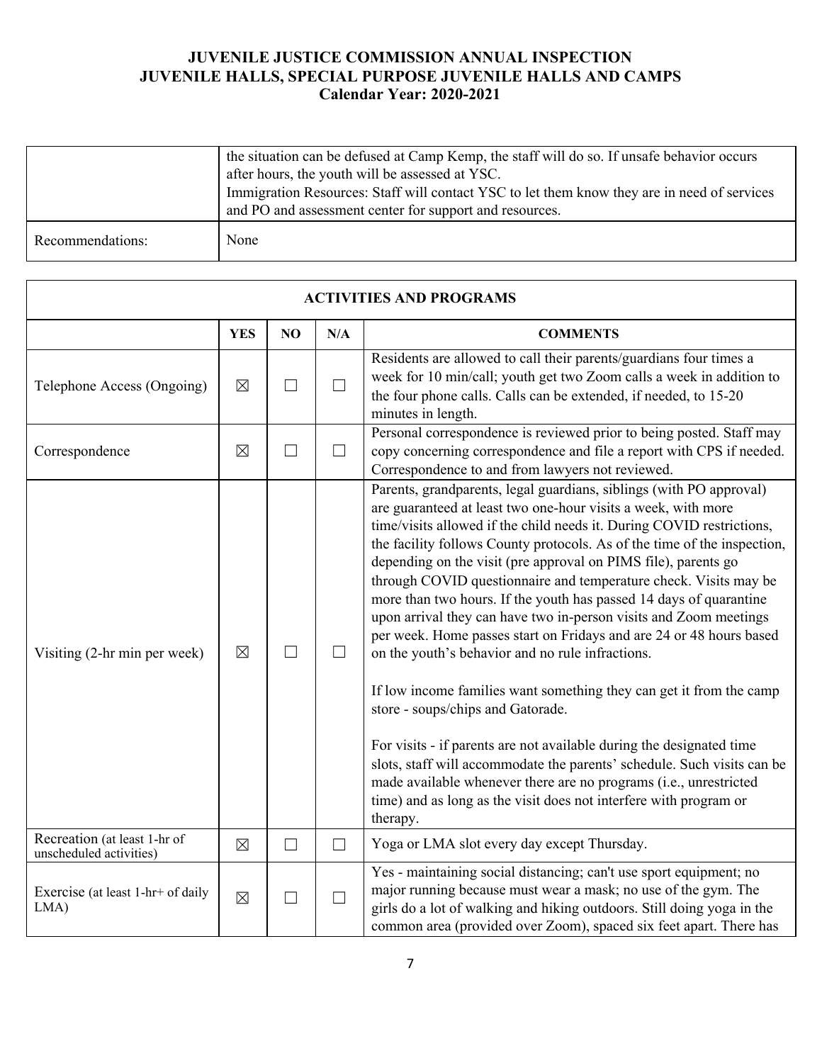| | |
|---|---|
| | the situation can be defused at Camp Kemp, the staff will do so. If unsafe behavior occurs after hours, the youth will be assessed at YSC.<br>Immigration Resources: Staff will contact YSC to let them know they are in need of services and PO and assessment center for support and resources. |
| Recommendations: | None |

| ACTIVITIES AND PROGRAMS | | | | |
|---|---|---|---|---|
| | **YES** | **NO** | **N/A** | **COMMENTS** |
| Telephone Access (Ongoing) | ☒ | ☐ | ☐ | Residents are allowed to call their parents/guardians four times a week for 10 min/call; youth get two Zoom calls a week in addition to the four phone calls. Calls can be extended, if needed, to 15-20 minutes in length. |
| Correspondence | ☒ | ☐ | ☐ | Personal correspondence is reviewed prior to being posted. Staff may copy concerning correspondence and file a report with CPS if needed. Correspondence to and from lawyers not reviewed. |
| Visiting (2-hr min per week) | ☒ | ☐ | ☐ | Parents, grandparents, legal guardians, siblings (with PO approval) are guaranteed at least two one-hour visits a week, with more time/visits allowed if the child needs it. During COVID restrictions, the facility follows County protocols. As of the time of the inspection, depending on the visit (pre approval on PIMS file), parents go through COVID questionnaire and temperature check. Visits may be more than two hours. If the youth has passed 14 days of quarantine upon arrival they can have two in-person visits and Zoom meetings per week. Home passes start on Fridays and are 24 or 48 hours based on the youth's behavior and no rule infractions.<br><br>If low income families want something they can get it from the camp store - soups/chips and Gatorade.<br><br>For visits - if parents are not available during the designated time slots, staff will accommodate the parents' schedule. Such visits can be made available whenever there are no programs (i.e., unrestricted time) and as long as the visit does not interfere with program or therapy. |
| Recreation (at least 1-hr of unscheduled activities) | ☒ | ☐ | ☐ | Yoga or LMA slot every day except Thursday. |
| Exercise (at least 1-hr+ of daily LMA) | ☒ | ☐ | ☐ | Yes - maintaining social distancing; can't use sport equipment; no major running because must wear a mask; no use of the gym. The girls do a lot of walking and hiking outdoors. Still doing yoga in the common area (provided over Zoom), spaced six feet apart. There has |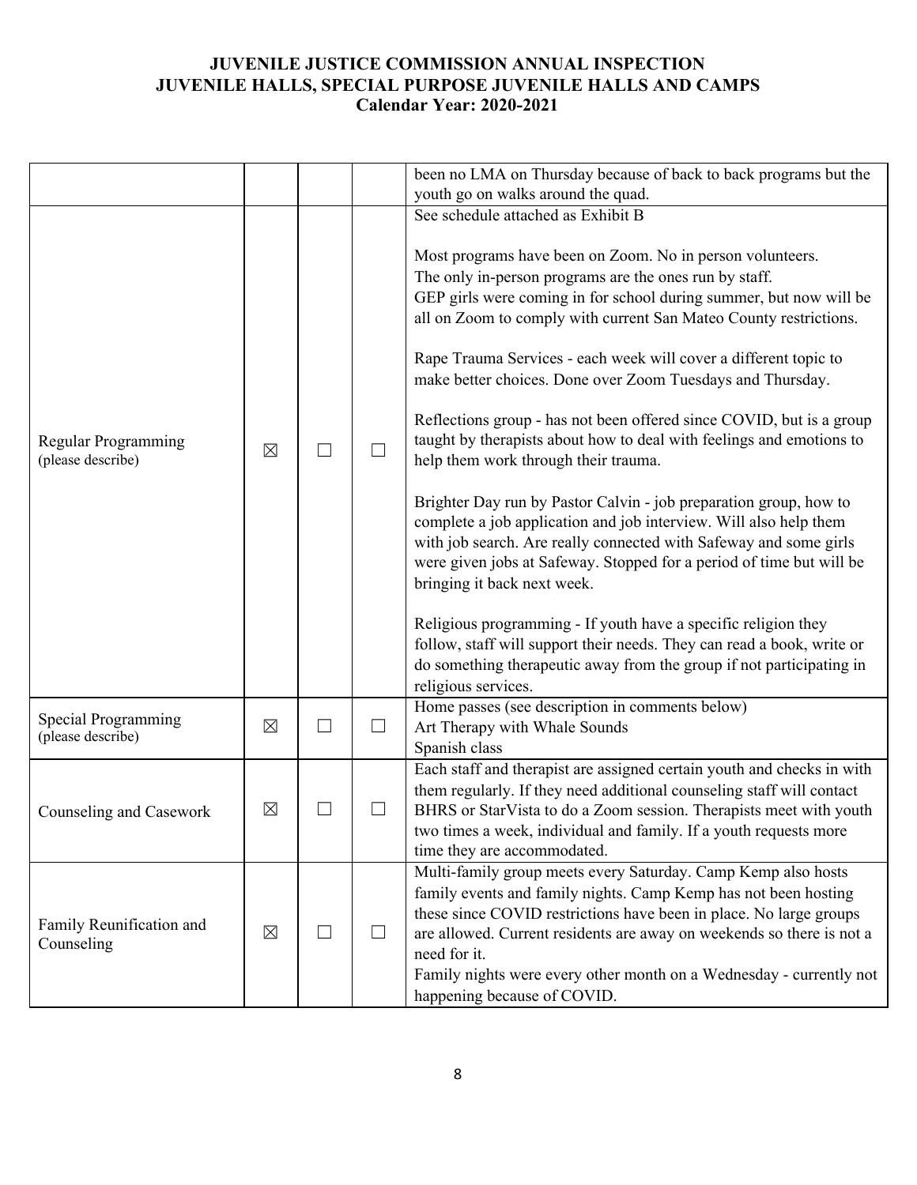# JUVENILE JUSTICE COMMISSION ANNUAL INSPECTION
# JUVENILE HALLS, SPECIAL PURPOSE JUVENILE HALLS AND CAMPS
# Calendar Year: 2020-2021

| | | | | |
|---|---|---|---|---|
| | | | | been no LMA on Thursday because of back to back programs but the youth go on walks around the quad. |
| Regular Programming (please describe) | ☒ | ☐ | ☐ | See schedule attached as Exhibit B<br><br>Most programs have been on Zoom. No in person volunteers. The only in-person programs are the ones run by staff. GEP girls were coming in for school during summer, but now will be all on Zoom to comply with current San Mateo County restrictions.<br><br>Rape Trauma Services - each week will cover a different topic to make better choices. Done over Zoom Tuesdays and Thursday.<br><br>Reflections group - has not been offered since COVID, but is a group taught by therapists about how to deal with feelings and emotions to help them work through their trauma.<br><br>Brighter Day run by Pastor Calvin - job preparation group, how to complete a job application and job interview. Will also help them with job search. Are really connected with Safeway and some girls were given jobs at Safeway. Stopped for a period of time but will be bringing it back next week.<br><br>Religious programming - If youth have a specific religion they follow, staff will support their needs. They can read a book, write or do something therapeutic away from the group if not participating in religious services. |
| Special Programming (please describe) | ☒ | ☐ | ☐ | Home passes (see description in comments below)<br>Art Therapy with Whale Sounds<br>Spanish class |
| Counseling and Casework | ☒ | ☐ | ☐ | Each staff and therapist are assigned certain youth and checks in with them regularly. If they need additional counseling staff will contact BHRS or StarVista to do a Zoom session. Therapists meet with youth two times a week, individual and family. If a youth requests more time they are accommodated. |
| Family Reunification and Counseling | ☒ | ☐ | ☐ | Multi-family group meets every Saturday. Camp Kemp also hosts family events and family nights. Camp Kemp has not been hosting these since COVID restrictions have been in place. No large groups are allowed. Current residents are away on weekends so there is not a need for it.<br>Family nights were every other month on a Wednesday - currently not happening because of COVID. |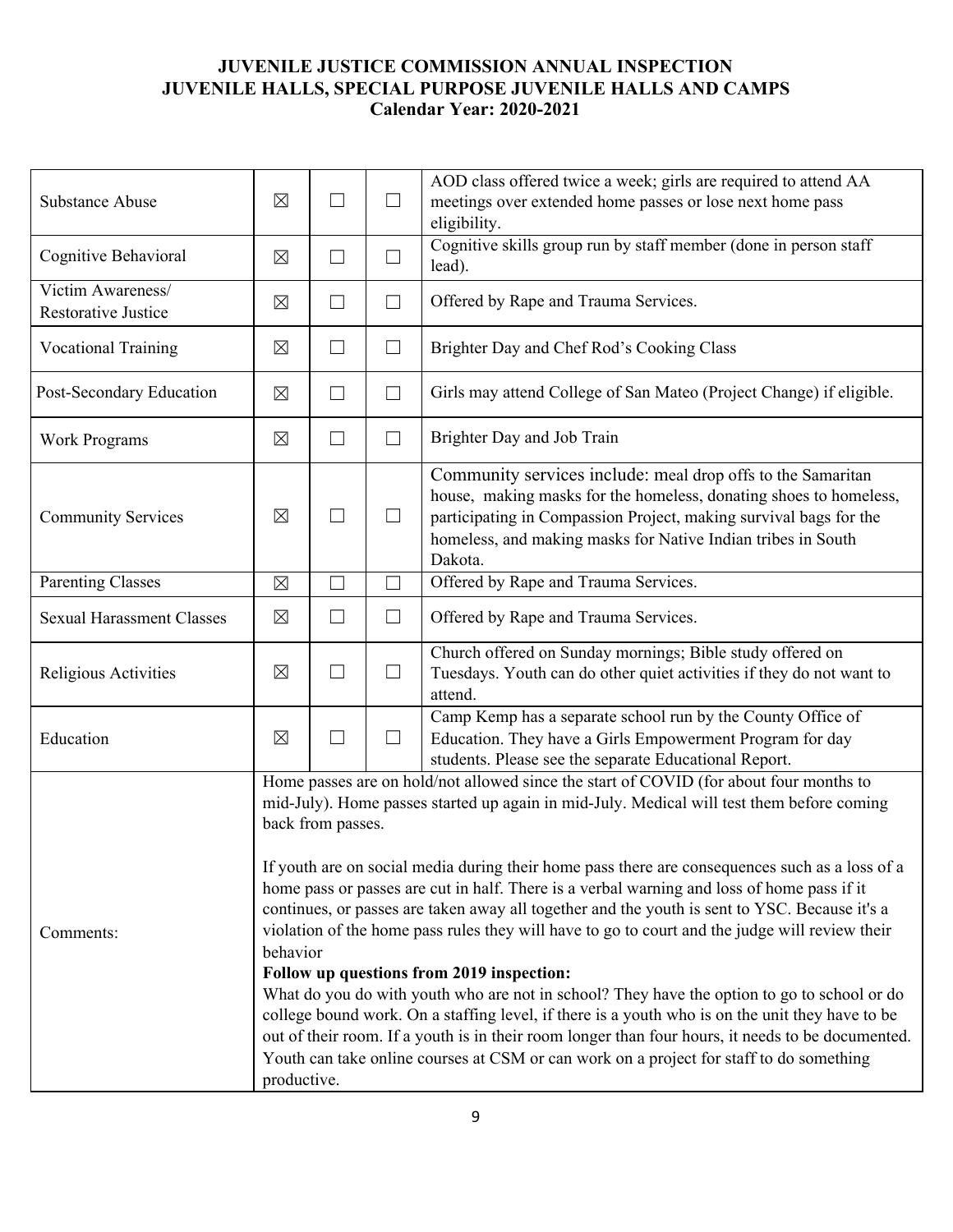# JUVENILE JUSTICE COMMISSION ANNUAL INSPECTION
# JUVENILE HALLS, SPECIAL PURPOSE JUVENILE HALLS AND CAMPS
## Calendar Year: 2020-2021

| | | | | |
|---|---|---|---|---|
| Substance Abuse | ☒ | ☐ | ☐ | AOD class offered twice a week; girls are required to attend AA meetings over extended home passes or lose next home pass eligibility. |
| Cognitive Behavioral | ☒ | ☐ | ☐ | Cognitive skills group run by staff member (done in person staff lead). |
| Victim Awareness/ Restorative Justice | ☒ | ☐ | ☐ | Offered by Rape and Trauma Services. |
| Vocational Training | ☒ | ☐ | ☐ | Brighter Day and Chef Rod's Cooking Class |
| Post-Secondary Education | ☒ | ☐ | ☐ | Girls may attend College of San Mateo (Project Change) if eligible. |
| Work Programs | ☒ | ☐ | ☐ | Brighter Day and Job Train |
| Community Services | ☒ | ☐ | ☐ | Community services include: meal drop offs to the Samaritan house, making masks for the homeless, donating shoes to homeless, participating in Compassion Project, making survival bags for the homeless, and making masks for Native Indian tribes in South Dakota. |
| Parenting Classes | ☒ | ☐ | ☐ | Offered by Rape and Trauma Services. |
| Sexual Harassment Classes | ☒ | ☐ | ☐ | Offered by Rape and Trauma Services. |
| Religious Activities | ☒ | ☐ | ☐ | Church offered on Sunday mornings; Bible study offered on Tuesdays. Youth can do other quiet activities if they do not want to attend. |
| Education | ☒ | ☐ | ☐ | Camp Kemp has a separate school run by the County Office of Education. They have a Girls Empowerment Program for day students. Please see the separate Educational Report. |
| Comments: | Home passes are on hold/not allowed since the start of COVID (for about four months to mid-July). Home passes started up again in mid-July. Medical will test them before coming back from passes.<br><br>If youth are on social media during their home pass there are consequences such as a loss of a home pass or passes are cut in half. There is a verbal warning and loss of home pass if it continues, or passes are taken away all together and the youth is sent to YSC. Because it's a violation of the home pass rules they will have to go to court and the judge will review their behavior<br>**Follow up questions from 2019 inspection:**<br>What do you do with youth who are not in school? They have the option to go to school or do college bound work. On a staffing level, if there is a youth who is on the unit they have to be out of their room. If a youth is in their room longer than four hours, it needs to be documented. Youth can take online courses at CSM or can work on a project for staff to do something productive. | | | |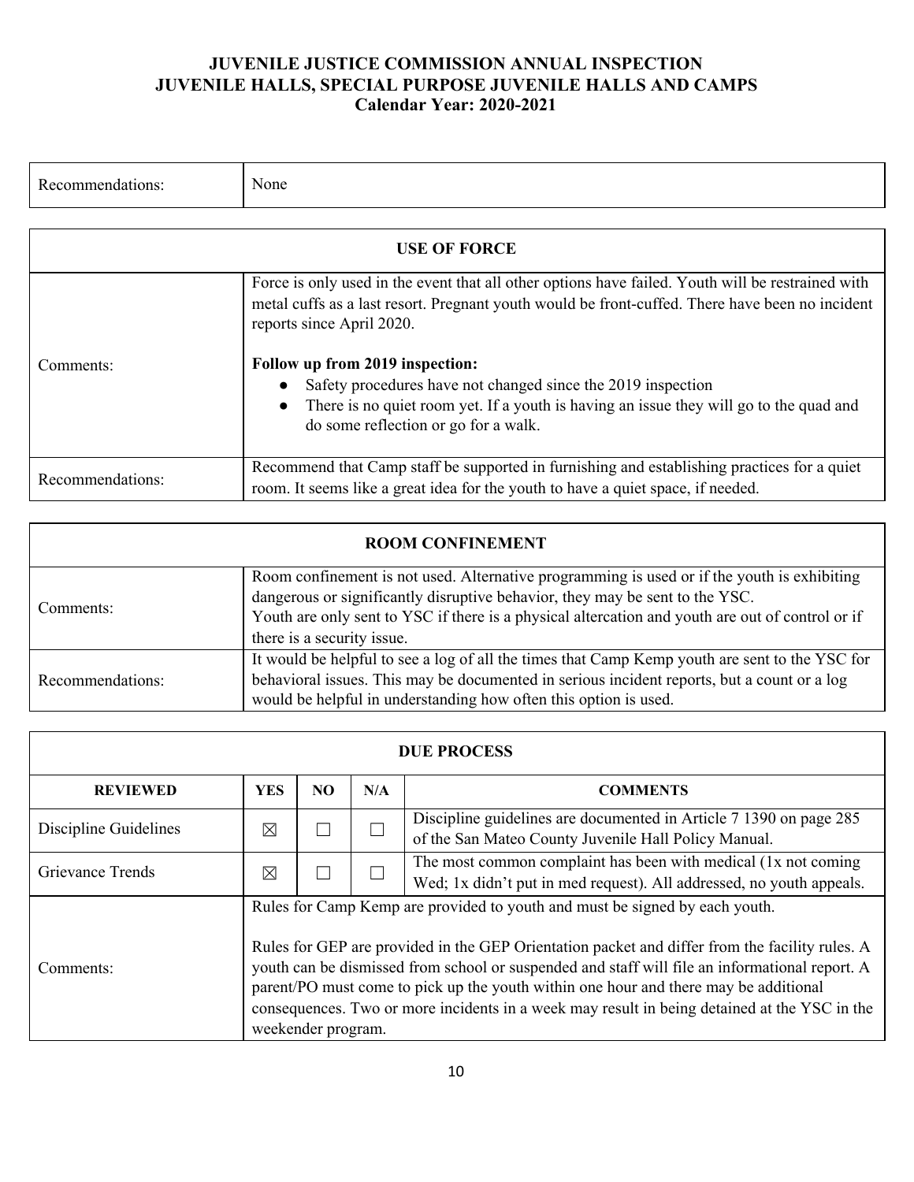**JUVENILE JUSTICE COMMISSION ANNUAL INSPECTION**
**JUVENILE HALLS, SPECIAL PURPOSE JUVENILE HALLS AND CAMPS**
**Calendar Year: 2020-2021**

| Recommendations: | None |
| --- | --- |

| **USE OF FORCE** | |
| --- | --- |
| Comments: | Force is only used in the event that all other options have failed. Youth will be restrained with metal cuffs as a last resort. Pregnant youth would be front-cuffed. There have been no incident reports since April 2020.<br><br>**Follow up from 2019 inspection:**<br>● Safety procedures have not changed since the 2019 inspection<br>● There is no quiet room yet. If a youth is having an issue they will go to the quad and do some reflection or go for a walk. |
| Recommendations: | Recommend that Camp staff be supported in furnishing and establishing practices for a quiet room. It seems like a great idea for the youth to have a quiet space, if needed. |

| **ROOM CONFINEMENT** | |
| --- | --- |
| Comments: | Room confinement is not used. Alternative programming is used or if the youth is exhibiting dangerous or significantly disruptive behavior, they may be sent to the YSC.<br>Youth are only sent to YSC if there is a physical altercation and youth are out of control or if there is a security issue. |
| Recommendations: | It would be helpful to see a log of all the times that Camp Kemp youth are sent to the YSC for behavioral issues. This may be documented in serious incident reports, but a count or a log would be helpful in understanding how often this option is used. |

| **DUE PROCESS** | | | | |
| --- | --- | --- | --- | --- |
| **REVIEWED** | **YES** | **NO** | **N/A** | **COMMENTS** |
| Discipline Guidelines | ☒ | ☐ | ☐ | Discipline guidelines are documented in Article 7 1390 on page 285 of the San Mateo County Juvenile Hall Policy Manual. |
| Grievance Trends | ☒ | ☐ | ☐ | The most common complaint has been with medical (1x not coming Wed; 1x didn't put in med request). All addressed, no youth appeals. |
| Comments: | Rules for Camp Kemp are provided to youth and must be signed by each youth.<br><br>Rules for GEP are provided in the GEP Orientation packet and differ from the facility rules. A youth can be dismissed from school or suspended and staff will file an informational report. A parent/PO must come to pick up the youth within one hour and there may be additional consequences. Two or more incidents in a week may result in being detained at the YSC in the weekender program. | | | |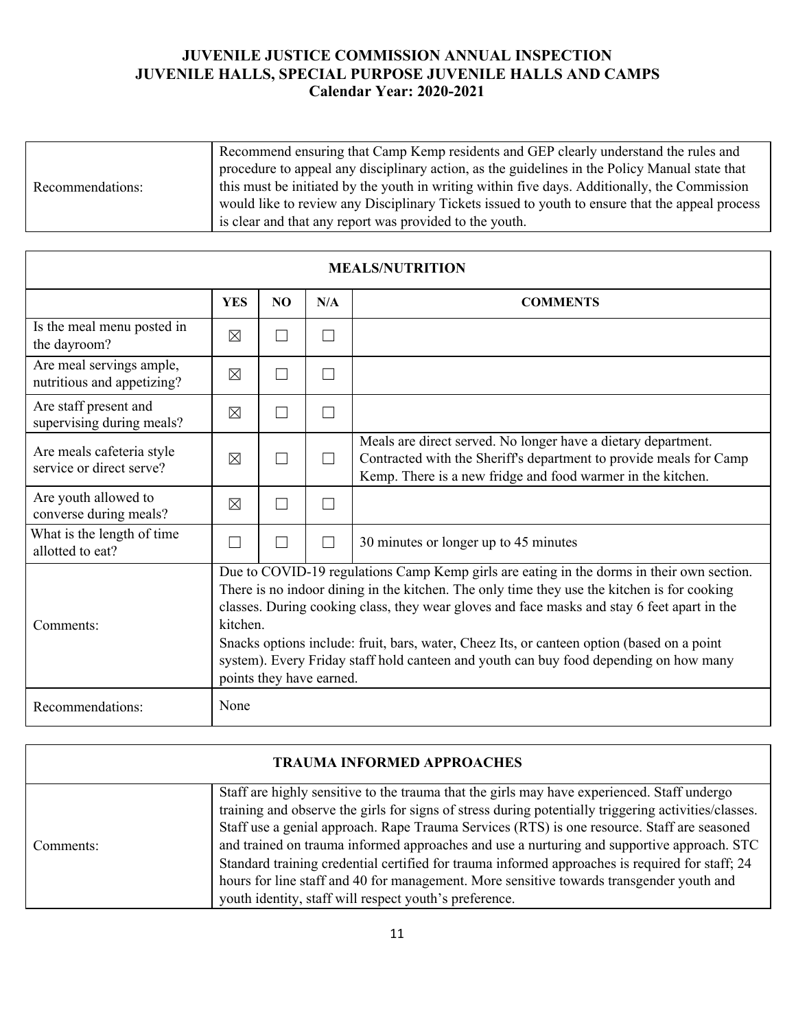| | |
|---|---|
| Recommendations: | Recommend ensuring that Camp Kemp residents and GEP clearly understand the rules and procedure to appeal any disciplinary action, as the guidelines in the Policy Manual state that this must be initiated by the youth in writing within five days. Additionally, the Commission would like to review any Disciplinary Tickets issued to youth to ensure that the appeal process is clear and that any report was provided to the youth. |

| MEALS/NUTRITION | | | | |
|---|---|---|---|---|
| | **YES** | **NO** | **N/A** | **COMMENTS** |
| Is the meal menu posted in the dayroom? | ☒ | ☐ | ☐ | |
| Are meal servings ample, nutritious and appetizing? | ☒ | ☐ | ☐ | |
| Are staff present and supervising during meals? | ☒ | ☐ | ☐ | |
| Are meals cafeteria style service or direct serve? | ☒ | ☐ | ☐ | Meals are direct served. No longer have a dietary department. Contracted with the Sheriff's department to provide meals for Camp Kemp. There is a new fridge and food warmer in the kitchen. |
| Are youth allowed to converse during meals? | ☒ | ☐ | ☐ | |
| What is the length of time allotted to eat? | ☐ | ☐ | ☐ | 30 minutes or longer up to 45 minutes |
| Comments: | Due to COVID-19 regulations Camp Kemp girls are eating in the dorms in their own section. There is no indoor dining in the kitchen. The only time they use the kitchen is for cooking classes. During cooking class, they wear gloves and face masks and stay 6 feet apart in the kitchen. Snacks options include: fruit, bars, water, Cheez Its, or canteen option (based on a point system). Every Friday staff hold canteen and youth can buy food depending on how many points they have earned. | | | |
| Recommendations: | None | | | |

| TRAUMA INFORMED APPROACHES | |
|---|---|
| Comments: | Staff are highly sensitive to the trauma that the girls may have experienced. Staff undergo training and observe the girls for signs of stress during potentially triggering activities/classes. Staff use a genial approach. Rape Trauma Services (RTS) is one resource. Staff are seasoned and trained on trauma informed approaches and use a nurturing and supportive approach. STC Standard training credential certified for trauma informed approaches is required for staff; 24 hours for line staff and 40 for management. More sensitive towards transgender youth and youth identity, staff will respect youth's preference. |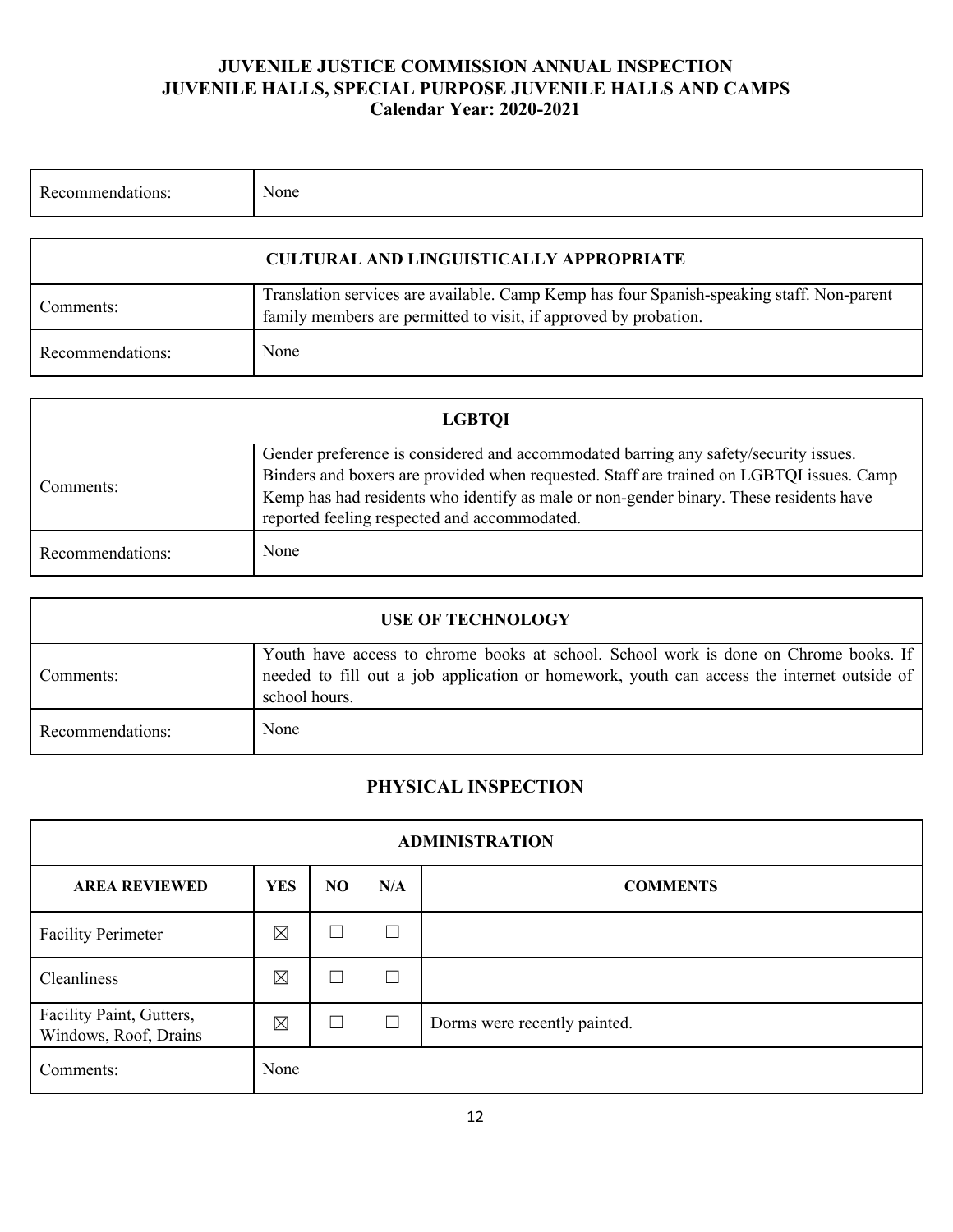# JUVENILE JUSTICE COMMISSION ANNUAL INSPECTION
# JUVENILE HALLS, SPECIAL PURPOSE JUVENILE HALLS AND CAMPS
# Calendar Year: 2020-2021

| Recommendations: | None |
|---|---|

| CULTURAL AND LINGUISTICALLY APPROPRIATE | |
|---|---|
| Comments: | Translation services are available. Camp Kemp has four Spanish-speaking staff. Non-parent family members are permitted to visit, if approved by probation. |
| Recommendations: | None |

| LGBTQI | |
|---|---|
| Comments: | Gender preference is considered and accommodated barring any safety/security issues. Binders and boxers are provided when requested. Staff are trained on LGBTQI issues. Camp Kemp has had residents who identify as male or non-gender binary. These residents have reported feeling respected and accommodated. |
| Recommendations: | None |

| USE OF TECHNOLOGY | |
|---|---|
| Comments: | Youth have access to chrome books at school. School work is done on Chrome books. If needed to fill out a job application or homework, youth can access the internet outside of school hours. |
| Recommendations: | None |

## PHYSICAL INSPECTION

| ADMINISTRATION | | | | |
|---|---|---|---|---|
| **AREA REVIEWED** | **YES** | **NO** | **N/A** | **COMMENTS** |
| Facility Perimeter | ☒ | ☐ | ☐ | |
| Cleanliness | ☒ | ☐ | ☐ | |
| Facility Paint, Gutters, Windows, Roof, Drains | ☒ | ☐ | ☐ | Dorms were recently painted. |
| Comments: | None | | | |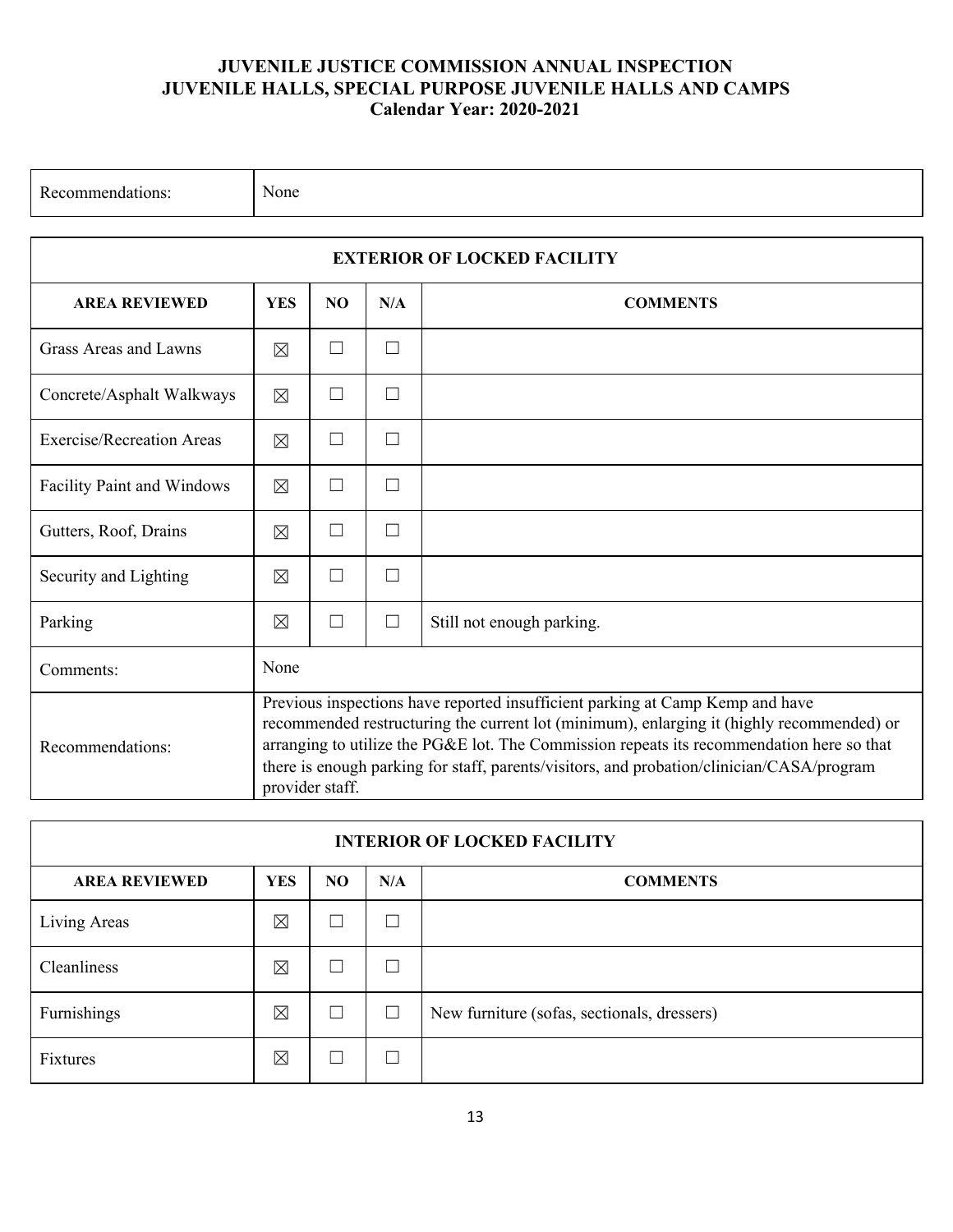**JUVENILE JUSTICE COMMISSION ANNUAL INSPECTION**
**JUVENILE HALLS, SPECIAL PURPOSE JUVENILE HALLS AND CAMPS**
**Calendar Year: 2020-2021**

| Recommendations: | None |
|---|---|

| **EXTERIOR OF LOCKED FACILITY** | | | | |
|---|---|---|---|---|
| **AREA REVIEWED** | **YES** | **NO** | **N/A** | **COMMENTS** |
| Grass Areas and Lawns | ☒ | ☐ | ☐ | |
| Concrete/Asphalt Walkways | ☒ | ☐ | ☐ | |
| Exercise/Recreation Areas | ☒ | ☐ | ☐ | |
| Facility Paint and Windows | ☒ | ☐ | ☐ | |
| Gutters, Roof, Drains | ☒ | ☐ | ☐ | |
| Security and Lighting | ☒ | ☐ | ☐ | |
| Parking | ☒ | ☐ | ☐ | Still not enough parking. |
| Comments: | None | | | |
| Recommendations: | Previous inspections have reported insufficient parking at Camp Kemp and have recommended restructuring the current lot (minimum), enlarging it (highly recommended) or arranging to utilize the PG&E lot. The Commission repeats its recommendation here so that there is enough parking for staff, parents/visitors, and probation/clinician/CASA/program provider staff. | | | |

| **INTERIOR OF LOCKED FACILITY** | | | | |
|---|---|---|---|---|
| **AREA REVIEWED** | **YES** | **NO** | **N/A** | **COMMENTS** |
| Living Areas | ☒ | ☐ | ☐ | |
| Cleanliness | ☒ | ☐ | ☐ | |
| Furnishings | ☒ | ☐ | ☐ | New furniture (sofas, sectionals, dressers) |
| Fixtures | ☒ | ☐ | ☐ | |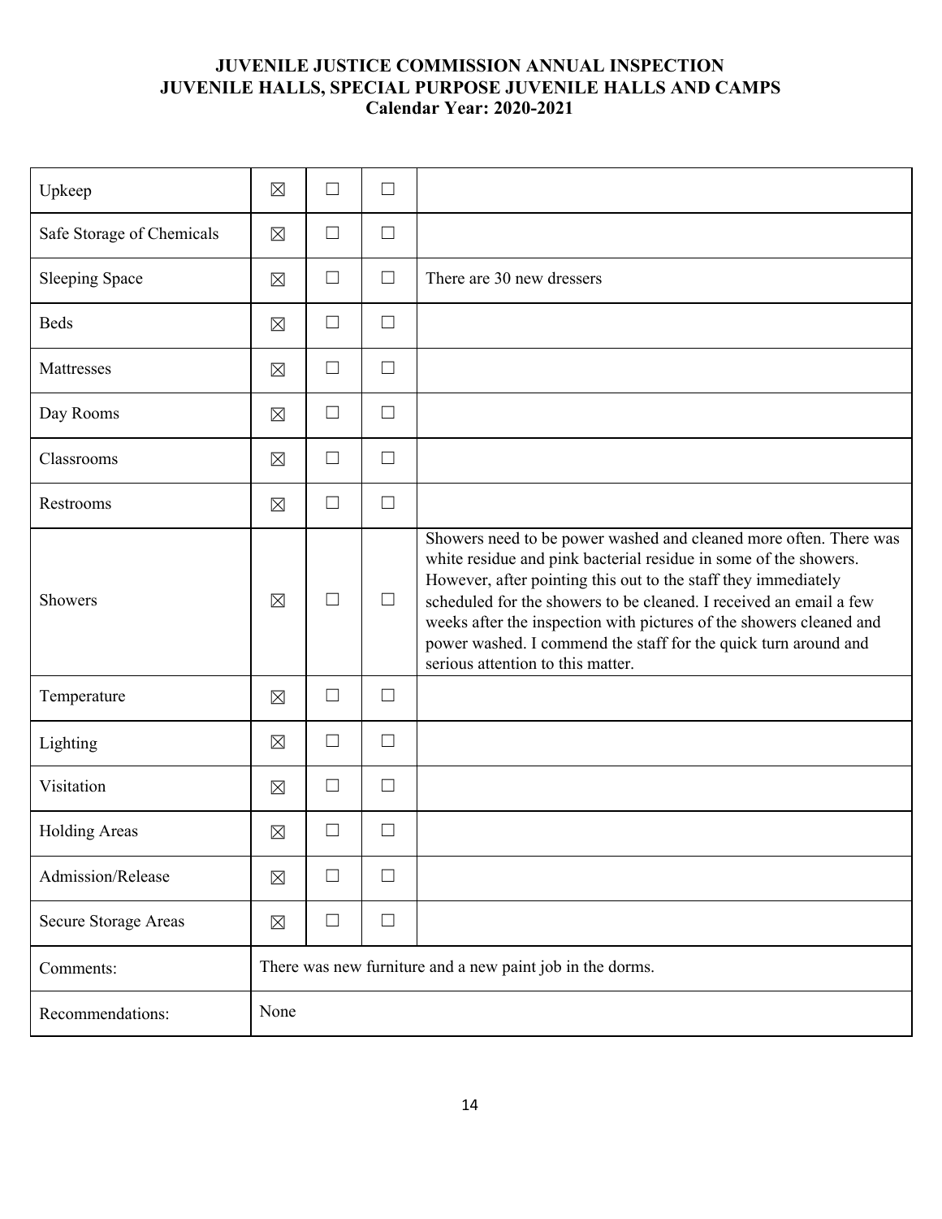**JUVENILE JUSTICE COMMISSION ANNUAL INSPECTION**
**JUVENILE HALLS, SPECIAL PURPOSE JUVENILE HALLS AND CAMPS**
**Calendar Year: 2020-2021**

| | | | | |
|---|---|---|---|---|
| Upkeep | ☒ | ☐ | ☐ | |
| Safe Storage of Chemicals | ☒ | ☐ | ☐ | |
| Sleeping Space | ☒ | ☐ | ☐ | There are 30 new dressers |
| Beds | ☒ | ☐ | ☐ | |
| Mattresses | ☒ | ☐ | ☐ | |
| Day Rooms | ☒ | ☐ | ☐ | |
| Classrooms | ☒ | ☐ | ☐ | |
| Restrooms | ☒ | ☐ | ☐ | |
| Showers | ☒ | ☐ | ☐ | Showers need to be power washed and cleaned more often. There was white residue and pink bacterial residue in some of the showers. However, after pointing this out to the staff they immediately scheduled for the showers to be cleaned. I received an email a few weeks after the inspection with pictures of the showers cleaned and power washed. I commend the staff for the quick turn around and serious attention to this matter. |
| Temperature | ☒ | ☐ | ☐ | |
| Lighting | ☒ | ☐ | ☐ | |
| Visitation | ☒ | ☐ | ☐ | |
| Holding Areas | ☒ | ☐ | ☐ | |
| Admission/Release | ☒ | ☐ | ☐ | |
| Secure Storage Areas | ☒ | ☐ | ☐ | |
| Comments: | There was new furniture and a new paint job in the dorms. | | | |
| Recommendations: | None | | | |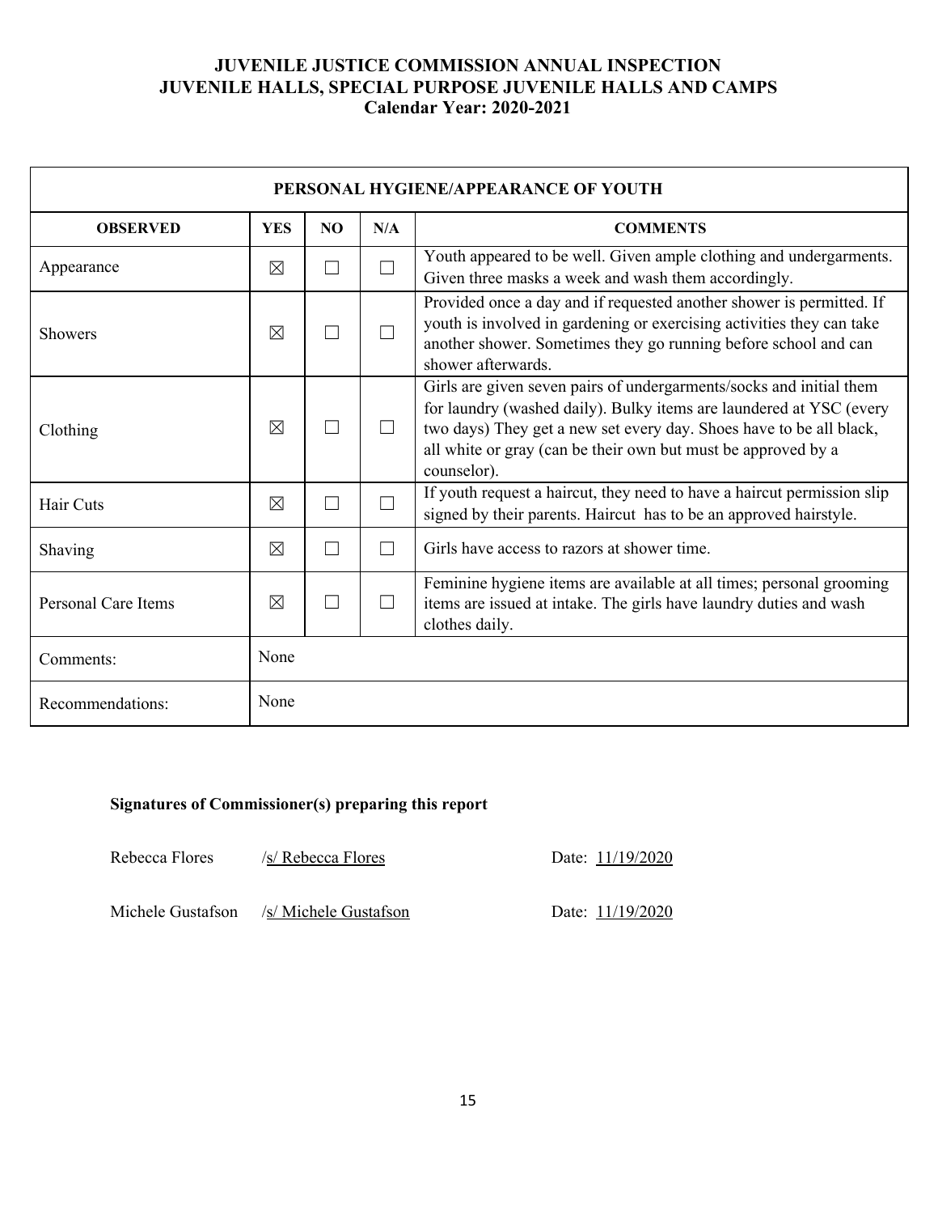**JUVENILE JUSTICE COMMISSION ANNUAL INSPECTION**
**JUVENILE HALLS, SPECIAL PURPOSE JUVENILE HALLS AND CAMPS**
**Calendar Year: 2020-2021**

| PERSONAL HYGIENE/APPEARANCE OF YOUTH | | | | |
|---|---|---|---|---|
| **OBSERVED** | **YES** | **NO** | **N/A** | **COMMENTS** |
| Appearance | ☒ | ☐ | ☐ | Youth appeared to be well. Given ample clothing and undergarments. Given three masks a week and wash them accordingly. |
| Showers | ☒ | ☐ | ☐ | Provided once a day and if requested another shower is permitted. If youth is involved in gardening or exercising activities they can take another shower. Sometimes they go running before school and can shower afterwards. |
| Clothing | ☒ | ☐ | ☐ | Girls are given seven pairs of undergarments/socks and initial them for laundry (washed daily). Bulky items are laundered at YSC (every two days) They get a new set every day. Shoes have to be all black, all white or gray (can be their own but must be approved by a counselor). |
| Hair Cuts | ☒ | ☐ | ☐ | If youth request a haircut, they need to have a haircut permission slip signed by their parents. Haircut has to be an approved hairstyle. |
| Shaving | ☒ | ☐ | ☐ | Girls have access to razors at shower time. |
| Personal Care Items | ☒ | ☐ | ☐ | Feminine hygiene items are available at all times; personal grooming items are issued at intake. The girls have laundry duties and wash clothes daily. |
| Comments: | None | | | |
| Recommendations: | None | | | |

**Signatures of Commissioner(s) preparing this report**

Rebecca Flores /s/ Rebecca Flores Date: 11/19/2020

Michele Gustafson /s/ Michele Gustafson Date: 11/19/2020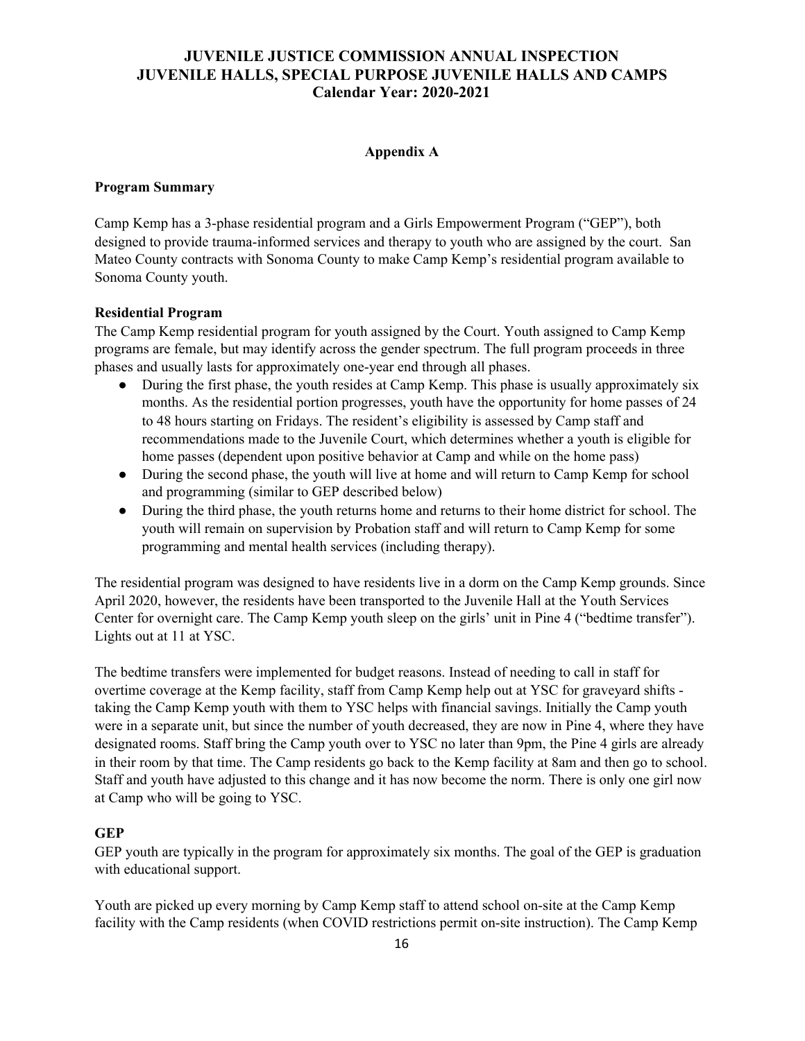## Appendix A

**Program Summary**

Camp Kemp has a 3-phase residential program and a Girls Empowerment Program ("GEP"), both designed to provide trauma-informed services and therapy to youth who are assigned by the court. San Mateo County contracts with Sonoma County to make Camp Kemp's residential program available to Sonoma County youth.

**Residential Program**

The Camp Kemp residential program for youth assigned by the Court. Youth assigned to Camp Kemp programs are female, but may identify across the gender spectrum. The full program proceeds in three phases and usually lasts for approximately one-year end through all phases.

- During the first phase, the youth resides at Camp Kemp. This phase is usually approximately six months. As the residential portion progresses, youth have the opportunity for home passes of 24 to 48 hours starting on Fridays. The resident's eligibility is assessed by Camp staff and recommendations made to the Juvenile Court, which determines whether a youth is eligible for home passes (dependent upon positive behavior at Camp and while on the home pass)
- During the second phase, the youth will live at home and will return to Camp Kemp for school and programming (similar to GEP described below)
- During the third phase, the youth returns home and returns to their home district for school. The youth will remain on supervision by Probation staff and will return to Camp Kemp for some programming and mental health services (including therapy).

The residential program was designed to have residents live in a dorm on the Camp Kemp grounds. Since April 2020, however, the residents have been transported to the Juvenile Hall at the Youth Services Center for overnight care. The Camp Kemp youth sleep on the girls' unit in Pine 4 ("bedtime transfer"). Lights out at 11 at YSC.

The bedtime transfers were implemented for budget reasons. Instead of needing to call in staff for overtime coverage at the Kemp facility, staff from Camp Kemp help out at YSC for graveyard shifts - taking the Camp Kemp youth with them to YSC helps with financial savings. Initially the Camp youth were in a separate unit, but since the number of youth decreased, they are now in Pine 4, where they have designated rooms. Staff bring the Camp youth over to YSC no later than 9pm, the Pine 4 girls are already in their room by that time. The Camp residents go back to the Kemp facility at 8am and then go to school. Staff and youth have adjusted to this change and it has now become the norm. There is only one girl now at Camp who will be going to YSC.

**GEP**

GEP youth are typically in the program for approximately six months. The goal of the GEP is graduation with educational support.

Youth are picked up every morning by Camp Kemp staff to attend school on-site at the Camp Kemp facility with the Camp residents (when COVID restrictions permit on-site instruction). The Camp Kemp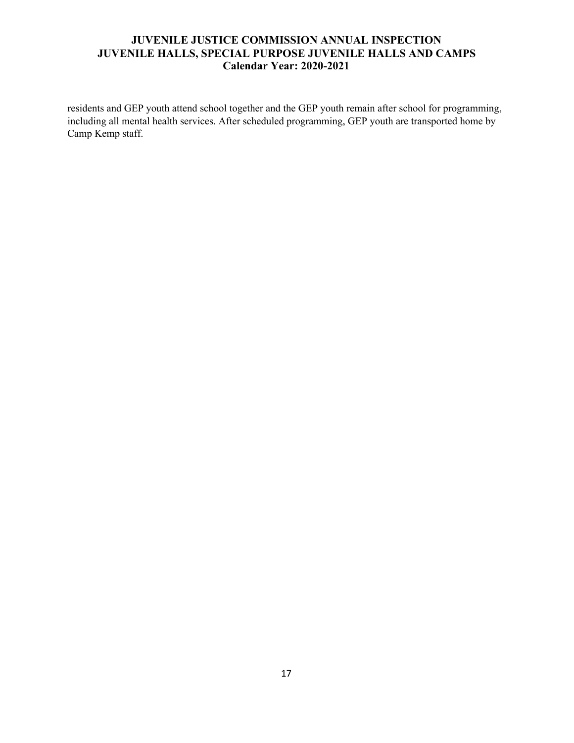residents and GEP youth attend school together and the GEP youth remain after school for programming, including all mental health services. After scheduled programming, GEP youth are transported home by Camp Kemp staff.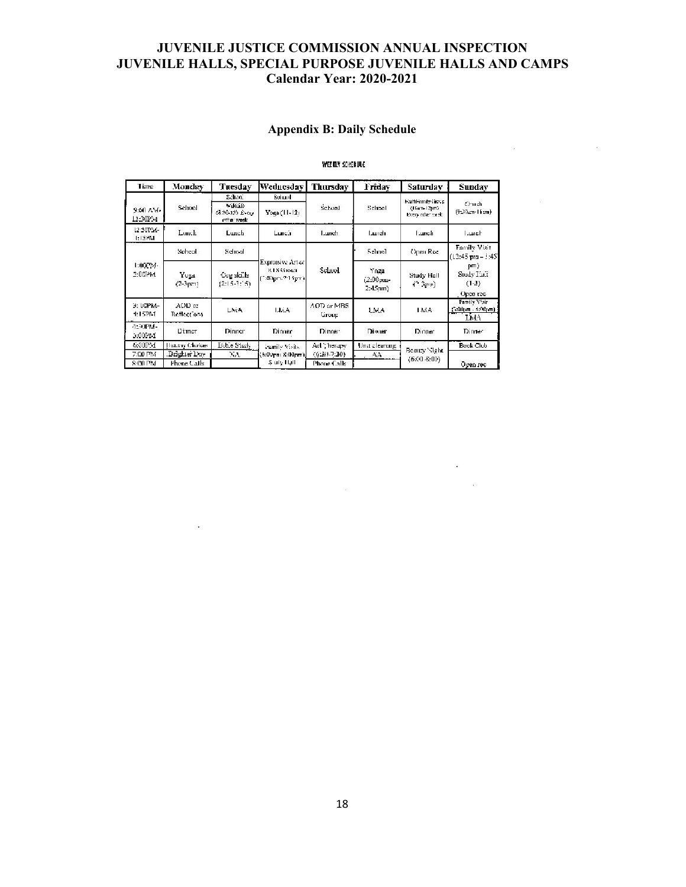# JUVENILE JUSTICE COMMISSION ANNUAL INSPECTION
# JUVENILE HALLS, SPECIAL PURPOSE JUVENILE HALLS AND CAMPS
# Calendar Year: 2020-2021

## Appendix B: Daily Schedule

WEEKLY SCHEDULE

| Time | Monday | Tuesday | Wednesday | Thursday | Friday | Saturday | Sunday |
|---|---|---|---|---|---|---|---|
| 9:00 AM-12:30PM | School | School<br>WIKIIS (8:30-10) Every other week | School<br>Yoga (11-12) | School | School | Youth/Family Group (10am-12pm) Every other week | Church (9:30am-11am) |
| 12:30PM-1:15PM | Lunch | Lunch | Lunch | Lunch | Lunch | Lunch | Lunch |
| 1:00PM-2:00PM | School<br>Yoga (2-3pm) | School<br>Cog skills (2:15-3:15) | Expressive Art or KIRS Session (2:00pm-3:15pm) | School | School<br>Yoga (2:00pm-2:45pm) | Open Rec<br>Study Hall (2-3pm) | Family Visit (12:45 pm – 1:45 pm)<br>Study Hall (1-3)<br>Open rec |
| 3:00PM-4:15PM | AOD or Reflections | LMA | LMA | AOD or MRS Group | LMA | LMA | Family Visit (3:00pm - 5:00pm)<br>LMA |
| 4:30PM-5:00PM | Dinner | Dinner | Dinner | Dinner | Dinner | Dinner | Dinner |
| 6:00PM | Healthy Choices | Bible Study | Family Visits (6:00pm-8:00pm) | Art Therapy (6:30-7:30) | Unit cleaning | Beauty Night (6:00-8:00) | Book Club |
| 7:00 PM | Brighter Day | NA | | | AA | | Open rec |
| 8:00 PM | Phone Calls | | Study Hall | Phone Calls | | | |